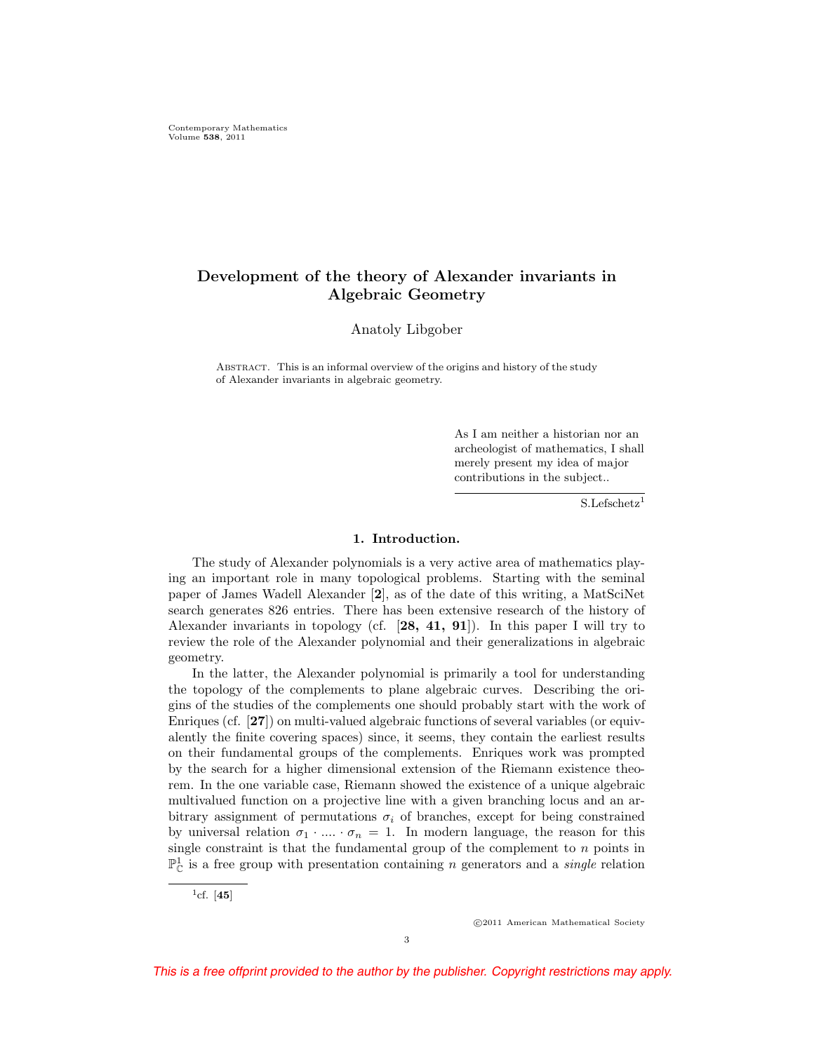# Development of the theory of Alexander invariants in Algebraic Geometry

Anatoly Libgober

ABSTRACT. This is an informal overview of the origins and history of the study of Alexander invariants in algebraic geometry.

> As I am neither a historian nor an archeologist of mathematics, I shall merely present my idea of major contributions in the subject..
>
> S.Lefschetz[1]

## 1. Introduction.

The study of Alexander polynomials is a very active area of mathematics playing an important role in many topological problems. Starting with the seminal paper of James Wadell Alexander [**2**], as of the date of this writing, a MatSciNet search generates 826 entries. There has been extensive research of the history of Alexander invariants in topology (cf. [**28, 41, 91**]). In this paper I will try to review the role of the Alexander polynomial and their generalizations in algebraic geometry.

In the latter, the Alexander polynomial is primarily a tool for understanding the topology of the complements to plane algebraic curves. Describing the origins of the studies of the complements one should probably start with the work of Enriques (cf. [**27**]) on multi-valued algebraic functions of several variables (or equivalently the finite covering spaces) since, it seems, they contain the earliest results on their fundamental groups of the complements. Enriques work was prompted by the search for a higher dimensional extension of the Riemann existence theorem. In the one variable case, Riemann showed the existence of a unique algebraic multivalued function on a projective line with a given branching locus and an arbitrary assignment of permutations $\sigma_i$ of branches, except for being constrained by universal relation $\sigma_1 \cdot .... \cdot \sigma_n = 1$. In modern language, the reason for this single constraint is that the fundamental group of the complement to $n$ points in $\mathbb{P}^1_{\mathbb{C}}$ is a free group with presentation containing $n$ generators and a *single* relation

[1] cf. [**45**]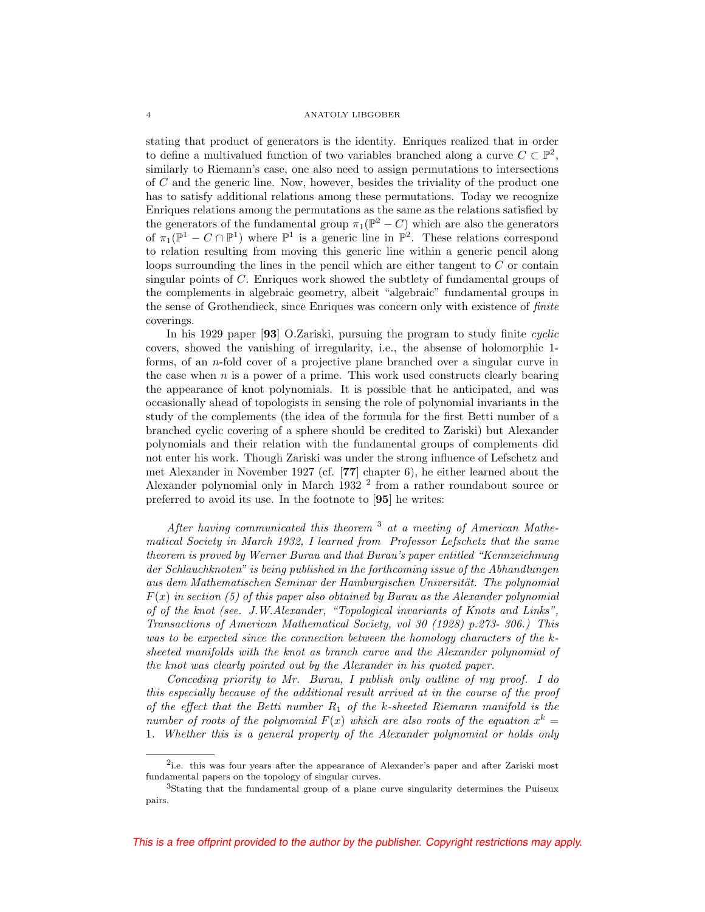stating that product of generators is the identity. Enriques realized that in order to define a multivalued function of two variables branched along a curve $C \subset \mathbb{P}^2$, similarly to Riemann's case, one also need to assign permutations to intersections of $C$ and the generic line. Now, however, besides the triviality of the product one has to satisfy additional relations among these permutations. Today we recognize Enriques relations among the permutations as the same as the relations satisfied by the generators of the fundamental group $\pi_1(\mathbb{P}^2 - C)$ which are also the generators of $\pi_1(\mathbb{P}^1 - C \cap \mathbb{P}^1)$ where $\mathbb{P}^1$ is a generic line in $\mathbb{P}^2$. These relations correspond to relation resulting from moving this generic line within a generic pencil along loops surrounding the lines in the pencil which are either tangent to $C$ or contain singular points of $C$. Enriques work showed the subtlety of fundamental groups of the complements in algebraic geometry, albeit "algebraic" fundamental groups in the sense of Grothendieck, since Enriques was concern only with existence of *finite* coverings.

In his 1929 paper [**93**] O.Zariski, pursuing the program to study finite *cyclic* covers, showed the vanishing of irregularity, i.e., the absense of holomorphic 1-forms, of an $n$-fold cover of a projective plane branched over a singular curve in the case when $n$ is a power of a prime. This work used constructs clearly bearing the appearance of knot polynomials. It is possible that he anticipated, and was occasionally ahead of topologists in sensing the role of polynomial invariants in the study of the complements (the idea of the formula for the first Betti number of a branched cyclic covering of a sphere should be credited to Zariski) but Alexander polynomials and their relation with the fundamental groups of complements did not enter his work. Though Zariski was under the strong influence of Lefschetz and met Alexander in November 1927 (cf. [**77**] chapter 6), he either learned about the Alexander polynomial only in March 1932 [2] from a rather roundabout source or preferred to avoid its use. In the footnote to [**95**] he writes:

*After having communicated this theorem [3] at a meeting of American Mathematical Society in March 1932, I learned from Professor Lefschetz that the same theorem is proved by Werner Burau and that Burau's paper entitled "Kennzeichnung der Schlauchknoten" is being published in the forthcoming issue of the Abhandlungen aus dem Mathematischen Seminar der Hamburgischen Universität. The polynomial $F(x)$ in section (5) of this paper also obtained by Burau as the Alexander polynomial of of the knot (see. J.W.Alexander, "Topological invariants of Knots and Links", Transactions of American Mathematical Society, vol 30 (1928) p.273- 306.) This was to be expected since the connection between the homology characters of the $k$-sheeted manifolds with the knot as branch curve and the Alexander polynomial of the knot was clearly pointed out by the Alexander in his quoted paper.*

*Conceding priority to Mr. Burau, I publish only outline of my proof. I do this especially because of the additional result arrived at in the course of the proof of the effect that the Betti number $R_1$ of the $k$-sheeted Riemann manifold is the number of roots of the polynomial $F(x)$ which are also roots of the equation $x^k = 1$. Whether this is a general property of the Alexander polynomial or holds only*

---

[2] i.e. this was four years after the appearance of Alexander's paper and after Zariski most fundamental papers on the topology of singular curves.

[3] Stating that the fundamental group of a plane curve singularity determines the Puiseux pairs.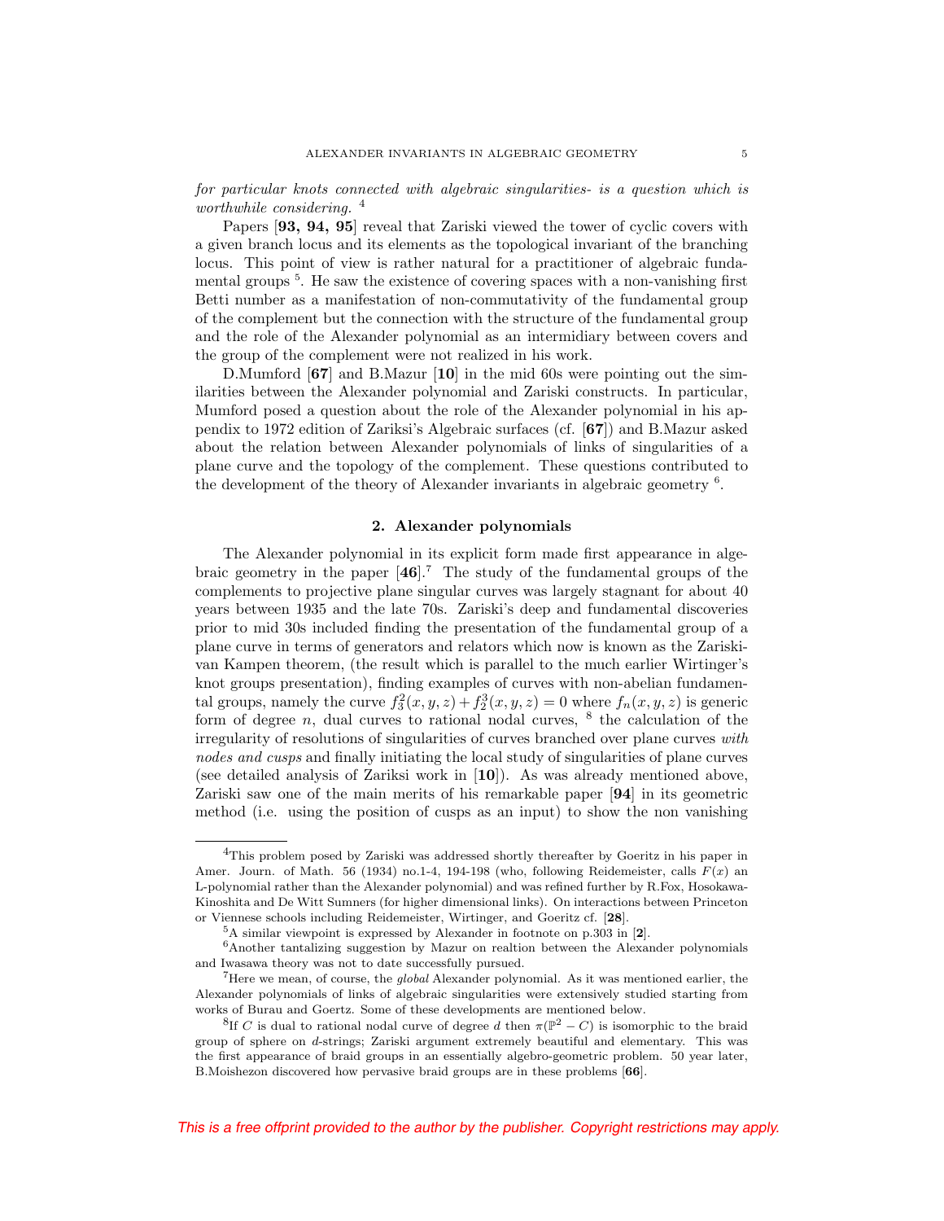*for particular knots connected with algebraic singularities- is a question which is worthwhile considering.* [4]

Papers [**93, 94, 95**] reveal that Zariski viewed the tower of cyclic covers with a given branch locus and its elements as the topological invariant of the branching locus. This point of view is rather natural for a practitioner of algebraic fundamental groups [5]. He saw the existence of covering spaces with a non-vanishing first Betti number as a manifestation of non-commutativity of the fundamental group of the complement but the connection with the structure of the fundamental group and the role of the Alexander polynomial as an intermidiary between covers and the group of the complement were not realized in his work.

D.Mumford [**67**] and B.Mazur [**10**] in the mid 60s were pointing out the similarities between the Alexander polynomial and Zariski constructs. In particular, Mumford posed a question about the role of the Alexander polynomial in his appendix to 1972 edition of Zariksi's Algebraic surfaces (cf. [**67**]) and B.Mazur asked about the relation between Alexander polynomials of links of singularities of a plane curve and the topology of the complement. These questions contributed to the development of the theory of Alexander invariants in algebraic geometry [6].

## 2. Alexander polynomials

The Alexander polynomial in its explicit form made first appearance in algebraic geometry in the paper [**46**].[7] The study of the fundamental groups of the complements to projective plane singular curves was largely stagnant for about 40 years between 1935 and the late 70s. Zariski's deep and fundamental discoveries prior to mid 30s included finding the presentation of the fundamental group of a plane curve in terms of generators and relators which now is known as the Zariski-van Kampen theorem, (the result which is parallel to the much earlier Wirtinger's knot groups presentation), finding examples of curves with non-abelian fundamental groups, namely the curve $f_3^2(x,y,z)+f_2^3(x,y,z)=0$ where $f_n(x,y,z)$ is generic form of degree $n$, dual curves to rational nodal curves, [8] the calculation of the irregularity of resolutions of singularities of curves branched over plane curves *with nodes and cusps* and finally initiating the local study of singularities of plane curves (see detailed analysis of Zariksi work in [**10**]). As was already mentioned above, Zariski saw one of the main merits of his remarkable paper [**94**] in its geometric method (i.e. using the position of cusps as an input) to show the non vanishing

---

[4] This problem posed by Zariski was addressed shortly thereafter by Goeritz in his paper in Amer. Journ. of Math. 56 (1934) no.1-4, 194-198 (who, following Reidemeister, calls $F(x)$ an L-polynomial rather than the Alexander polynomial) and was refined further by R.Fox, Hosokawa-Kinoshita and De Witt Sumners (for higher dimensional links). On interactions between Princeton or Viennese schools including Reidemeister, Wirtinger, and Goeritz cf. [**28**].

[5] A similar viewpoint is expressed by Alexander in footnote on p.303 in [**2**].

[6] Another tantalizing suggestion by Mazur on realtion between the Alexander polynomials and Iwasawa theory was not to date successfully pursued.

[7] Here we mean, of course, the *global* Alexander polynomial. As it was mentioned earlier, the Alexander polynomials of links of algebraic singularities were extensively studied starting from works of Burau and Goertz. Some of these developments are mentioned below.

[8] If $C$ is dual to rational nodal curve of degree $d$ then $\pi(\mathbb{P}^2 - C)$ is isomorphic to the braid group of sphere on $d$-strings; Zariski argument extremely beautiful and elementary. This was the first appearance of braid groups in an essentially algebro-geometric problem. 50 year later, B.Moishezon discovered how pervasive braid groups are in these problems [**66**].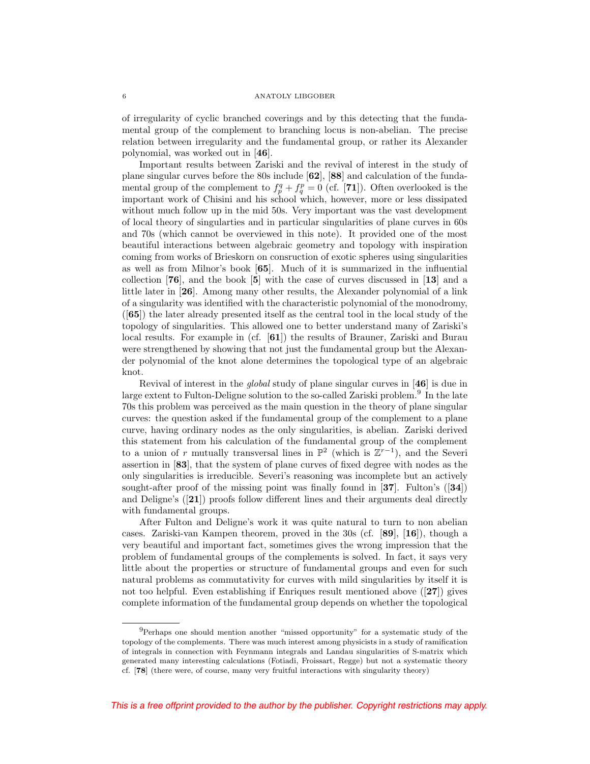of irregularity of cyclic branched coverings and by this detecting that the fundamental group of the complement to branching locus is non-abelian. The precise relation between irregularity and the fundamental group, or rather its Alexander polynomial, was worked out in [**46**].

Important results between Zariski and the revival of interest in the study of plane singular curves before the 80s include [**62**], [**88**] and calculation of the fundamental group of the complement to $f_p^q + f_q^p = 0$ (cf. [**71**]). Often overlooked is the important work of Chisini and his school which, however, more or less dissipated without much follow up in the mid 50s. Very important was the vast development of local theory of singularties and in particular singularities of plane curves in 60s and 70s (which cannot be overviewed in this note). It provided one of the most beautiful interactions between algebraic geometry and topology with inspiration coming from works of Brieskorn on consruction of exotic spheres using singularities as well as from Milnor's book [**65**]. Much of it is summarized in the influential collection [**76**], and the book [**5**] with the case of curves discussed in [**13**] and a little later in [**26**]. Among many other results, the Alexander polynomial of a link of a singularity was identified with the characteristic polynomial of the monodromy, ([**65**]) the later already presented itself as the central tool in the local study of the topology of singularities. This allowed one to better understand many of Zariski's local results. For example in (cf. [**61**]) the results of Brauner, Zariski and Burau were strengthened by showing that not just the fundamental group but the Alexander polynomial of the knot alone determines the topological type of an algebraic knot.

Revival of interest in the *global* study of plane singular curves in [**46**] is due in large extent to Fulton-Deligne solution to the so-called Zariski problem.[9] In the late 70s this problem was perceived as the main question in the theory of plane singular curves: the question asked if the fundamental group of the complement to a plane curve, having ordinary nodes as the only singularities, is abelian. Zariski derived this statement from his calculation of the fundamental group of the complement to a union of $r$ mutually transversal lines in $\mathbb{P}^2$ (which is $\mathbb{Z}^{r-1}$), and the Severi assertion in [**83**], that the system of plane curves of fixed degree with nodes as the only singularities is irreducible. Severi's reasoning was incomplete but an actively sought-after proof of the missing point was finally found in [**37**]. Fulton's ([**34**]) and Deligne's ([**21**]) proofs follow different lines and their arguments deal directly with fundamental groups.

After Fulton and Deligne's work it was quite natural to turn to non abelian cases. Zariski-van Kampen theorem, proved in the 30s (cf. [**89**], [**16**]), though a very beautiful and important fact, sometimes gives the wrong impression that the problem of fundamental groups of the complements is solved. In fact, it says very little about the properties or structure of fundamental groups and even for such natural problems as commutativity for curves with mild singularities by itself it is not too helpful. Even establishing if Enriques result mentioned above ([**27**]) gives complete information of the fundamental group depends on whether the topological

[9]Perhaps one should mention another "missed opportunity" for a systematic study of the topology of the complements. There was much interest among physicists in a study of ramification of integrals in connection with Feynmann integrals and Landau singularities of S-matrix which generated many interesting calculations (Fotiadi, Froissart, Regge) but not a systematic theory cf. [**78**] (there were, of course, many very fruitful interactions with singularity theory)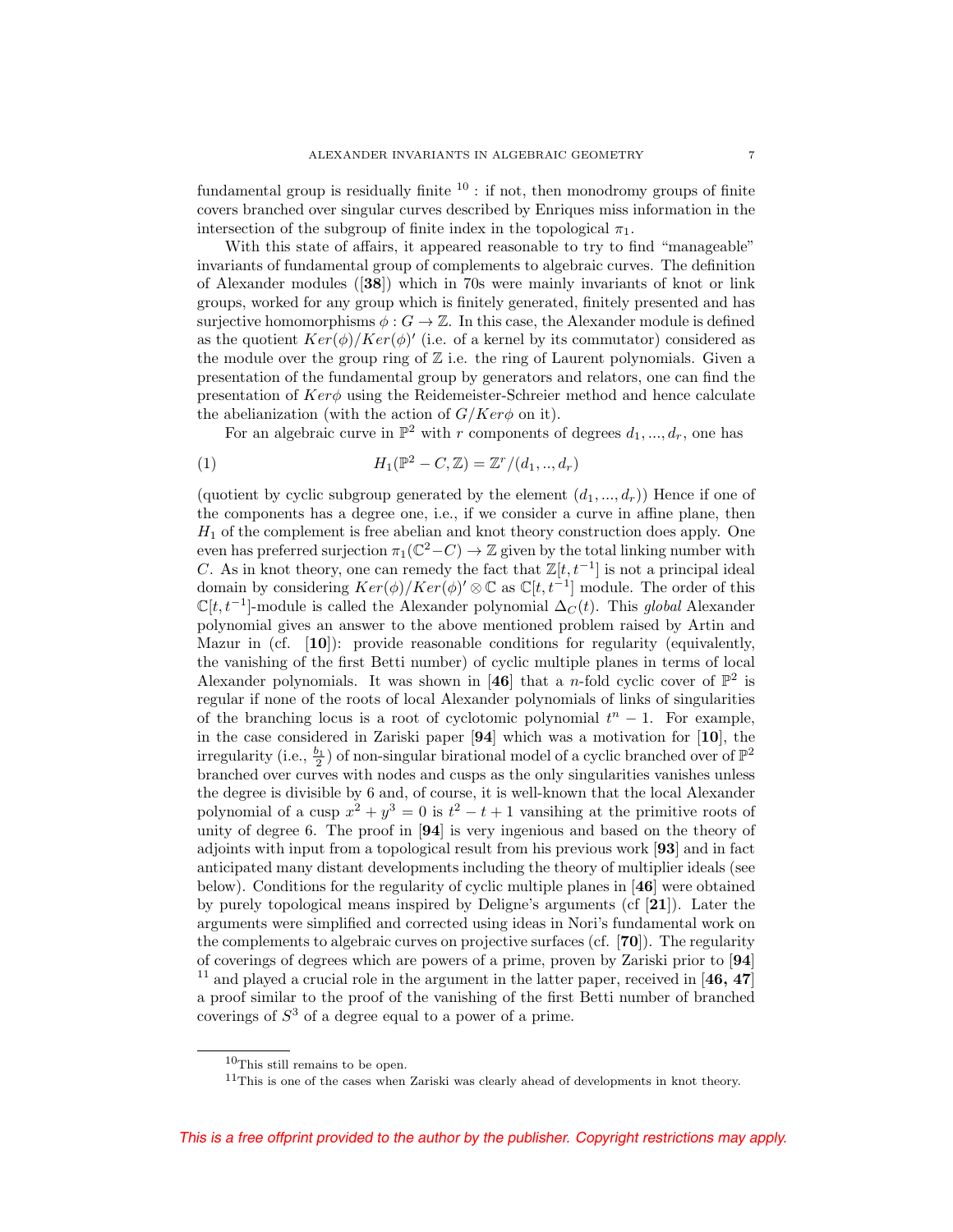fundamental group is residually finite [10] : if not, then monodromy groups of finite covers branched over singular curves described by Enriques miss information in the intersection of the subgroup of finite index in the topological $\pi_1$.

With this state of affairs, it appeared reasonable to try to find "manageable" invariants of fundamental group of complements to algebraic curves. The definition of Alexander modules ([**38**]) which in 70s were mainly invariants of knot or link groups, worked for any group which is finitely generated, finitely presented and has surjective homomorphisms $\phi : G \to \mathbb{Z}$. In this case, the Alexander module is defined as the quotient $Ker(\phi)/Ker(\phi)'$ (i.e. of a kernel by its commutator) considered as the module over the group ring of $\mathbb{Z}$ i.e. the ring of Laurent polynomials. Given a presentation of the fundamental group by generators and relators, one can find the presentation of $Ker\phi$ using the Reidemeister-Schreier method and hence calculate the abelianization (with the action of $G/Ker\phi$ on it).

For an algebraic curve in $\mathbb{P}^2$ with $r$ components of degrees $d_1, ..., d_r$, one has

$$H_1(\mathbb{P}^2 - C, \mathbb{Z}) = \mathbb{Z}^r/(d_1, .., d_r) \tag{1}$$

(quotient by cyclic subgroup generated by the element $(d_1, ..., d_r)$) Hence if one of the components has a degree one, i.e., if we consider a curve in affine plane, then $H_1$ of the complement is free abelian and knot theory construction does apply. One even has preferred surjection $\pi_1(\mathbb{C}^2 - C) \to \mathbb{Z}$ given by the total linking number with $C$. As in knot theory, one can remedy the fact that $\mathbb{Z}[t, t^{-1}]$ is not a principal ideal domain by considering $Ker(\phi)/Ker(\phi)' \otimes \mathbb{C}$ as $\mathbb{C}[t, t^{-1}]$ module. The order of this $\mathbb{C}[t, t^{-1}]$-module is called the Alexander polynomial $\Delta_C(t)$. This *global* Alexander polynomial gives an answer to the above mentioned problem raised by Artin and Mazur in (cf. [**10**]): provide reasonable conditions for regularity (equivalently, the vanishing of the first Betti number) of cyclic multiple planes in terms of local Alexander polynomials. It was shown in [**46**] that a $n$-fold cyclic cover of $\mathbb{P}^2$ is regular if none of the roots of local Alexander polynomials of links of singularities of the branching locus is a root of cyclotomic polynomial $t^n - 1$. For example, in the case considered in Zariski paper [**94**] which was a motivation for [**10**], the irregularity (i.e., $\frac{b_1}{2}$) of non-singular birational model of a cyclic branched over of $\mathbb{P}^2$ branched over curves with nodes and cusps as the only singularities vanishes unless the degree is divisible by 6 and, of course, it is well-known that the local Alexander polynomial of a cusp $x^2 + y^3 = 0$ is $t^2 - t + 1$ vansihing at the primitive roots of unity of degree 6. The proof in [**94**] is very ingenious and based on the theory of adjoints with input from a topological result from his previous work [**93**] and in fact anticipated many distant developments including the theory of multiplier ideals (see below). Conditions for the regularity of cyclic multiple planes in [**46**] were obtained by purely topological means inspired by Deligne's arguments (cf [**21**]). Later the arguments were simplified and corrected using ideas in Nori's fundamental work on the complements to algebraic curves on projective surfaces (cf. [**70**]). The regularity of coverings of degrees which are powers of a prime, proven by Zariski prior to [**94**] [11] and played a crucial role in the argument in the latter paper, received in [**46, 47**] a proof similar to the proof of the vanishing of the first Betti number of branched coverings of $S^3$ of a degree equal to a power of a prime.

[10] This still remains to be open.

[11] This is one of the cases when Zariski was clearly ahead of developments in knot theory.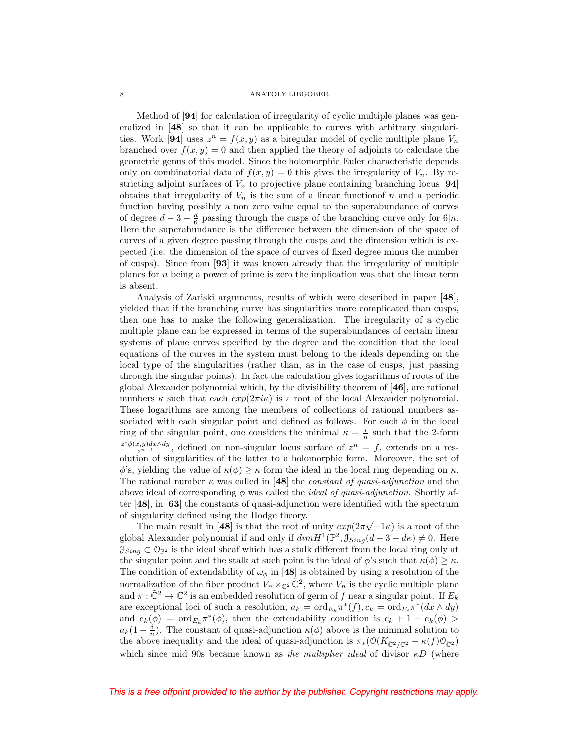Method of [**94**] for calculation of irregularity of cyclic multiple planes was generalized in [**48**] so that it can be applicable to curves with arbitrary singularities. Work [**94**] uses $z^n = f(x,y)$ as a biregular model of cyclic multiple plane $V_n$ branched over $f(x,y) = 0$ and then applied the theory of adjoints to calculate the geometric genus of this model. Since the holomorphic Euler characteristic depends only on combinatorial data of $f(x,y) = 0$ this gives the irregularity of $V_n$. By restricting adjoint surfaces of $V_n$ to projective plane containing branching locus [**94**] obtains that irregularity of $V_n$ is the sum of a linear functionof $n$ and a periodic function having possibly a non zero value equal to the superabundance of curves of degree $d - 3 - \frac{d}{6}$ passing through the cusps of the branching curve only for $6|n$. Here the superabundance is the difference between the dimension of the space of curves of a given degree passing through the cusps and the dimension which is expected (i.e. the dimension of the space of curves of fixed degree minus the number of cusps). Since from [**93**] it was known already that the irregularity of multiple planes for $n$ being a power of prime is zero the implication was that the linear term is absent.

Analysis of Zariski arguments, results of which were described in paper [**48**], yielded that if the branching curve has singularities more complicated than cusps, then one has to make the following generalization. The irregularity of a cyclic multiple plane can be expressed in terms of the superabundances of certain linear systems of plane curves specified by the degree and the condition that the local equations of the curves in the system must belong to the ideals depending on the local type of the singularities (rather than, as in the case of cusps, just passing through the singular points). In fact the calculation gives logarithms of roots of the global Alexander polynomial which, by the divisibility theorem of [**46**], are rational numbers $\kappa$ such that each $exp(2\pi i\kappa)$ is a root of the local Alexander polynomial. These logarithms are among the members of collections of rational numbers associated with each singular point and defined as follows. For each $\phi$ in the local ring of the singular point, one considers the minimal $\kappa = \frac{i}{n}$ such that the 2-form $\frac{z^i\phi(x,y)dx\wedge dy}{z^{n-1}}$, defined on non-singular locus surface of $z^n = f$, extends on a resolution of singularities of the latter to a holomorphic form. Moreover, the set of $\phi$'s, yielding the value of $\kappa(\phi) \geq \kappa$ form the ideal in the local ring depending on $\kappa$. The rational number $\kappa$ was called in [**48**] the *constant of quasi-adjunction* and the above ideal of corresponding $\phi$ was called the *ideal of quasi-adjunction*. Shortly after [**48**], in [**63**] the constants of quasi-adjunction were identified with the spectrum of singularity defined using the Hodge theory.

The main result in [**48**] is that the root of unity $exp(2\pi\sqrt{-1}\kappa)$ is a root of the global Alexander polynomial if and only if $dimH^1(\mathbb{P}^2, \mathcal{J}_{Sing}(d-3-d\kappa) \neq 0$. Here $\mathcal{J}_{Sing} \subset \mathcal{O}_{\mathbb{P}^2}$ is the ideal sheaf which has a stalk different from the local ring only at the singular point and the stalk at such point is the ideal of $\phi$'s such that $\kappa(\phi) \geq \kappa$. The condition of extendability of $\omega_\phi$ in [**48**] is obtained by using a resolution of the normalization of the fiber product $V_n \times_{\mathbb{C}^2} \tilde{\mathbb{C}}^2$, where $V_n$ is the cyclic multiple plane and $\pi : \tilde{\mathbb{C}}^2 \to \mathbb{C}^2$ is an embedded resolution of germ of $f$ near a singular point. If $E_k$ are exceptional loci of such a resolution, $a_k = \mathrm{ord}_{E_k}\pi^*(f), c_k = \mathrm{ord}_{E_i}\pi^*(dx \wedge dy)$ and $e_k(\phi) = \mathrm{ord}_{E_k}\pi^*(\phi)$, then the extendability condition is $c_k + 1 - e_k(\phi) > a_k(1 - \frac{i}{n})$. The constant of quasi-adjunction $\kappa(\phi)$ above is the minimal solution to the above inequality and the ideal of quasi-adjunction is $\pi_*(\mathcal{O}(K_{\tilde{\mathbb{C}}^2/\mathbb{C}^2} - \kappa(f)\mathcal{O}_{\tilde{\mathbb{C}}^2})$ which since mid 90s became known as *the multiplier ideal* of divisor $\kappa D$ (where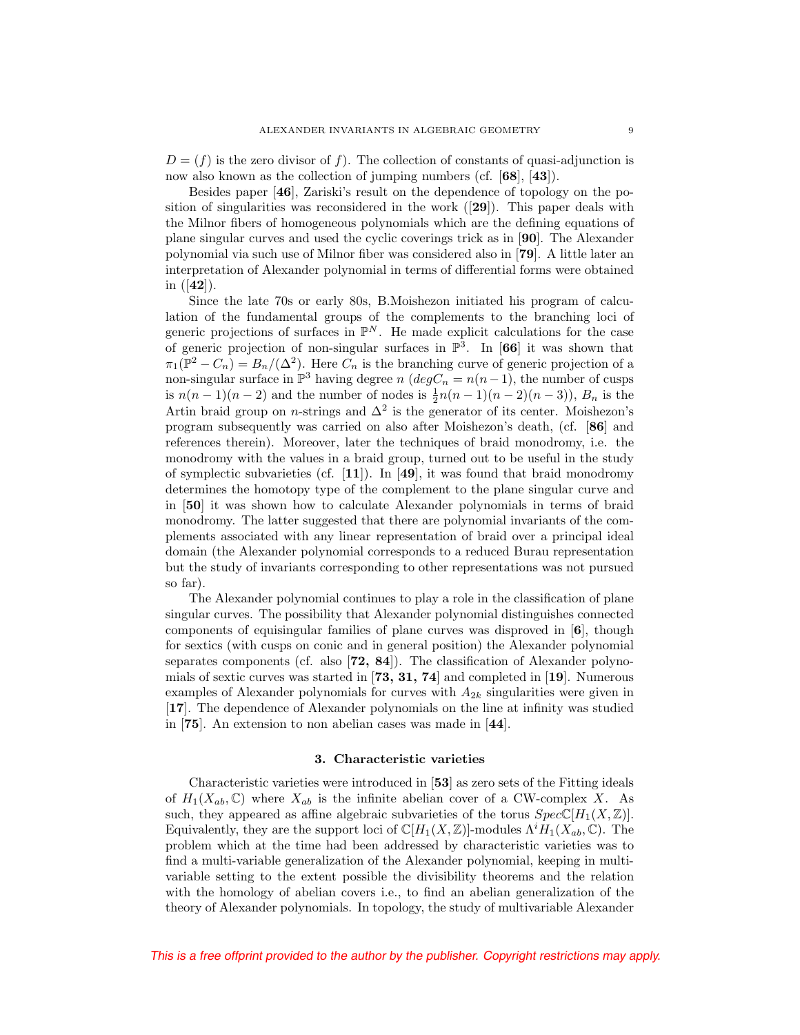$D = (f)$ is the zero divisor of $f$). The collection of constants of quasi-adjunction is now also known as the collection of jumping numbers (cf. [**68**], [**43**]).

Besides paper [**46**], Zariski's result on the dependence of topology on the position of singularities was reconsidered in the work ([**29**]). This paper deals with the Milnor fibers of homogeneous polynomials which are the defining equations of plane singular curves and used the cyclic coverings trick as in [**90**]. The Alexander polynomial via such use of Milnor fiber was considered also in [**79**]. A little later an interpretation of Alexander polynomial in terms of differential forms were obtained in ([**42**]).

Since the late 70s or early 80s, B.Moishezon initiated his program of calculation of the fundamental groups of the complements to the branching loci of generic projections of surfaces in $\mathbb{P}^N$. He made explicit calculations for the case of generic projection of non-singular surfaces in $\mathbb{P}^3$. In [**66**] it was shown that $\pi_1(\mathbb{P}^2 - C_n) = B_n/(\Delta^2)$. Here $C_n$ is the branching curve of generic projection of a non-singular surface in $\mathbb{P}^3$ having degree $n$ ($degC_n = n(n-1)$, the number of cusps is $n(n-1)(n-2)$ and the number of nodes is $\frac{1}{2}n(n-1)(n-2)(n-3)$), $B_n$ is the Artin braid group on $n$-strings and $\Delta^2$ is the generator of its center. Moishezon's program subsequently was carried on also after Moishezon's death, (cf. [**86**] and references therein). Moreover, later the techniques of braid monodromy, i.e. the monodromy with the values in a braid group, turned out to be useful in the study of symplectic subvarieties (cf. [**11**]). In [**49**], it was found that braid monodromy determines the homotopy type of the complement to the plane singular curve and in [**50**] it was shown how to calculate Alexander polynomials in terms of braid monodromy. The latter suggested that there are polynomial invariants of the complements associated with any linear representation of braid over a principal ideal domain (the Alexander polynomial corresponds to a reduced Burau representation but the study of invariants corresponding to other representations was not pursued so far).

The Alexander polynomial continues to play a role in the classification of plane singular curves. The possibility that Alexander polynomial distinguishes connected components of equisingular families of plane curves was disproved in [**6**], though for sextics (with cusps on conic and in general position) the Alexander polynomial separates components (cf. also [**72, 84**]). The classification of Alexander polynomials of sextic curves was started in [**73, 31, 74**] and completed in [**19**]. Numerous examples of Alexander polynomials for curves with $A_{2k}$ singularities were given in [**17**]. The dependence of Alexander polynomials on the line at infinity was studied in [**75**]. An extension to non abelian cases was made in [**44**].

## 3. Characteristic varieties

Characteristic varieties were introduced in [**53**] as zero sets of the Fitting ideals of $H_1(X_{ab}, \mathbb{C})$ where $X_{ab}$ is the infinite abelian cover of a CW-complex $X$. As such, they appeared as affine algebraic subvarieties of the torus $Spec\mathbb{C}[H_1(X, \mathbb{Z})]$. Equivalently, they are the support loci of $\mathbb{C}[H_1(X, \mathbb{Z})]$-modules $\Lambda^i H_1(X_{ab}, \mathbb{C})$. The problem which at the time had been addressed by characteristic varieties was to find a multi-variable generalization of the Alexander polynomial, keeping in multi-variable setting to the extent possible the divisibility theorems and the relation with the homology of abelian covers i.e., to find an abelian generalization of the theory of Alexander polynomials. In topology, the study of multivariable Alexander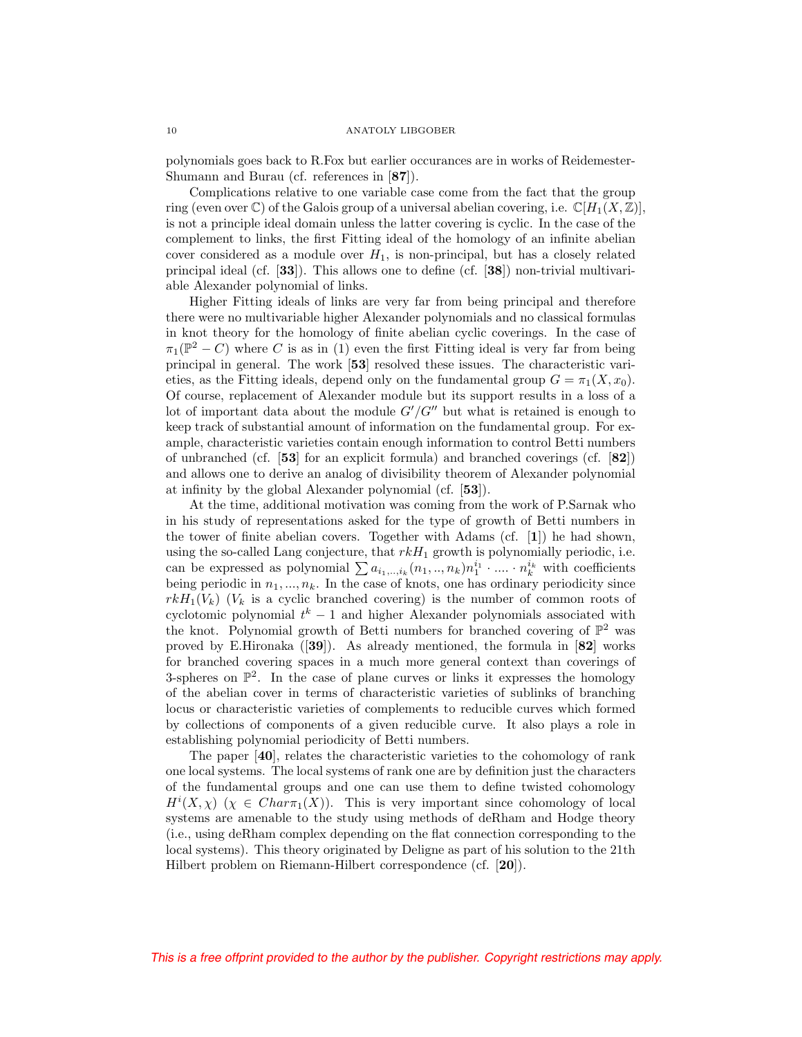polynomials goes back to R.Fox but earlier occurances are in works of Reidemester-Shumann and Burau (cf. references in [**87**]).

Complications relative to one variable case come from the fact that the group ring (even over $\mathbb{C}$) of the Galois group of a universal abelian covering, i.e. $\mathbb{C}[H_1(X,\mathbb{Z})]$, is not a principle ideal domain unless the latter covering is cyclic. In the case of the complement to links, the first Fitting ideal of the homology of an infinite abelian cover considered as a module over $H_1$, is non-principal, but has a closely related principal ideal (cf. [**33**]). This allows one to define (cf. [**38**]) non-trivial multivariable Alexander polynomial of links.

Higher Fitting ideals of links are very far from being principal and therefore there were no multivariable higher Alexander polynomials and no classical formulas in knot theory for the homology of finite abelian cyclic coverings. In the case of $\pi_1(\mathbb{P}^2 - C)$ where $C$ is as in (1) even the first Fitting ideal is very far from being principal in general. The work [**53**] resolved these issues. The characteristic varieties, as the Fitting ideals, depend only on the fundamental group $G = \pi_1(X, x_0)$. Of course, replacement of Alexander module but its support results in a loss of a lot of important data about the module $G'/G''$ but what is retained is enough to keep track of substantial amount of information on the fundamental group. For example, characteristic varieties contain enough information to control Betti numbers of unbranched (cf. [**53**] for an explicit formula) and branched coverings (cf. [**82**]) and allows one to derive an analog of divisibility theorem of Alexander polynomial at infinity by the global Alexander polynomial (cf. [**53**]).

At the time, additional motivation was coming from the work of P.Sarnak who in his study of representations asked for the type of growth of Betti numbers in the tower of finite abelian covers. Together with Adams (cf. [**1**]) he had shown, using the so-called Lang conjecture, that $rkH_1$ growth is polynomially periodic, i.e. can be expressed as polynomial $\sum a_{i_1,...,i_k}(n_1,..,n_k)n_1^{i_1}\cdot ....\cdot n_k^{i_k}$ with coefficients being periodic in $n_1,...,n_k$. In the case of knots, one has ordinary periodicity since $rkH_1(V_k)$ ($V_k$ is a cyclic branched covering) is the number of common roots of cyclotomic polynomial $t^k - 1$ and higher Alexander polynomials associated with the knot. Polynomial growth of Betti numbers for branched covering of $\mathbb{P}^2$ was proved by E.Hironaka ([**39**]). As already mentioned, the formula in [**82**] works for branched covering spaces in a much more general context than coverings of 3-spheres on $\mathbb{P}^2$. In the case of plane curves or links it expresses the homology of the abelian cover in terms of characteristic varieties of sublinks of branching locus or characteristic varieties of complements to reducible curves which formed by collections of components of a given reducible curve. It also plays a role in establishing polynomial periodicity of Betti numbers.

The paper [**40**], relates the characteristic varieties to the cohomology of rank one local systems. The local systems of rank one are by definition just the characters of the fundamental groups and one can use them to define twisted cohomology $H^i(X,\chi)$ ($\chi \in Char\pi_1(X)$). This is very important since cohomology of local systems are amenable to the study using methods of deRham and Hodge theory (i.e., using deRham complex depending on the flat connection corresponding to the local systems). This theory originated by Deligne as part of his solution to the 21th Hilbert problem on Riemann-Hilbert correspondence (cf. [**20**]).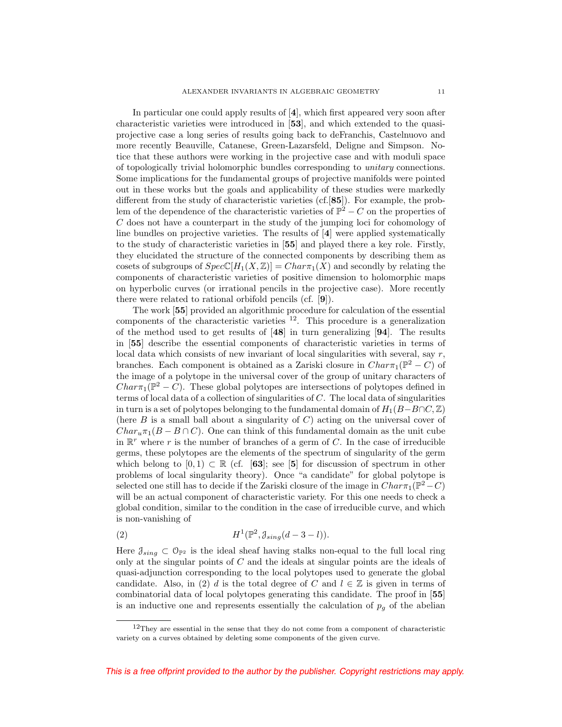In particular one could apply results of [**4**], which first appeared very soon after characteristic varieties were introduced in [**53**], and which extended to the quasi-projective case a long series of results going back to deFranchis, Castelnuovo and more recently Beauville, Catanese, Green-Lazarsfeld, Deligne and Simpson. Notice that these authors were working in the projective case and with moduli space of topologically trivial holomorphic bundles corresponding to *unitary* connections. Some implications for the fundamental groups of projective manifolds were pointed out in these works but the goals and applicability of these studies were markedly different from the study of characteristic varieties (cf.[**85**]). For example, the problem of the dependence of the characteristic varieties of $\mathbb{P}^2 - C$ on the properties of $C$ does not have a counterpart in the study of the jumping loci for cohomology of line bundles on projective varieties. The results of [**4**] were applied systematically to the study of characteristic varieties in [**55**] and played there a key role. Firstly, they elucidated the structure of the connected components by describing them as cosets of subgroups of $Spec\mathbb{C}[H_1(X,\mathbb{Z})] = Char\pi_1(X)$ and secondly by relating the components of characteristic varieties of positive dimension to holomorphic maps on hyperbolic curves (or irrational pencils in the projective case). More recently there were related to rational orbifold pencils (cf. [**9**]).

The work [**55**] provided an algorithmic procedure for calculation of the essential components of the characteristic varieties [12]. This procedure is a generalization of the method used to get results of [**48**] in turn generalizing [**94**]. The results in [**55**] describe the essential components of characteristic varieties in terms of local data which consists of new invariant of local singularities with several, say $r$, branches. Each component is obtained as a Zariski closure in $Char\pi_1(\mathbb{P}^2 - C)$ of the image of a polytope in the universal cover of the group of unitary characters of $Char\pi_1(\mathbb{P}^2 - C)$. These global polytopes are intersections of polytopes defined in terms of local data of a collection of singularities of $C$. The local data of singularities in turn is a set of polytopes belonging to the fundamental domain of $H_1(B - B \cap C, \mathbb{Z})$ (here $B$ is a small ball about a singularity of $C$) acting on the universal cover of $Char_u\pi_1(B - B \cap C)$. One can think of this fundamental domain as the unit cube in $\mathbb{R}^r$ where $r$ is the number of branches of a germ of $C$. In the case of irreducible germs, these polytopes are the elements of the spectrum of singularity of the germ which belong to $[0,1) \subset \mathbb{R}$ (cf. [**63**]; see [**5**] for discussion of spectrum in other problems of local singularity theory). Once "a candidate" for global polytope is selected one still has to decide if the Zariski closure of the image in $Char\pi_1(\mathbb{P}^2 - C)$ will be an actual component of characteristic variety. For this one needs to check a global condition, similar to the condition in the case of irreducible curve, and which is non-vanishing of

$$H^1(\mathbb{P}^2, \mathcal{J}_{sing}(d - 3 - l)). \tag{2}$$

Here $\mathcal{J}_{sing} \subset \mathcal{O}_{\mathbb{P}^2}$ is the ideal sheaf having stalks non-equal to the full local ring only at the singular points of $C$ and the ideals at singular points are the ideals of quasi-adjunction corresponding to the local polytopes used to generate the global candidate. Also, in (2) $d$ is the total degree of $C$ and $l \in \mathbb{Z}$ is given in terms of combinatorial data of local polytopes generating this candidate. The proof in [**55**] is an inductive one and represents essentially the calculation of $p_g$ of the abelian

[12] They are essential in the sense that they do not come from a component of characteristic variety on a curves obtained by deleting some components of the given curve.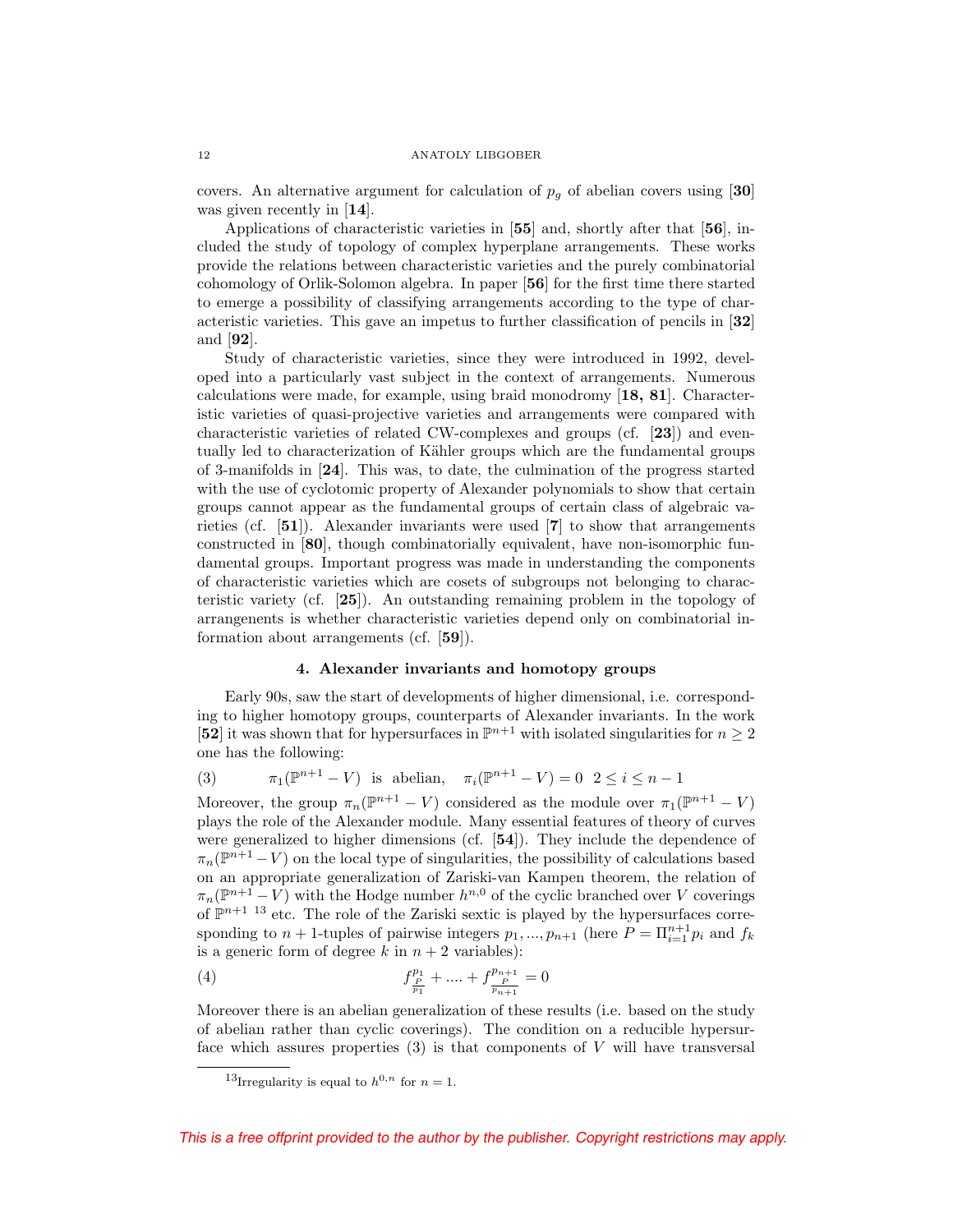covers. An alternative argument for calculation of $p_g$ of abelian covers using [**30**] was given recently in [**14**].

Applications of characteristic varieties in [**55**] and, shortly after that [**56**], included the study of topology of complex hyperplane arrangements. These works provide the relations between characteristic varieties and the purely combinatorial cohomology of Orlik-Solomon algebra. In paper [**56**] for the first time there started to emerge a possibility of classifying arrangements according to the type of characteristic varieties. This gave an impetus to further classification of pencils in [**32**] and [**92**].

Study of characteristic varieties, since they were introduced in 1992, developed into a particularly vast subject in the context of arrangements. Numerous calculations were made, for example, using braid monodromy [**18, 81**]. Characteristic varieties of quasi-projective varieties and arrangements were compared with characteristic varieties of related CW-complexes and groups (cf. [**23**]) and eventually led to characterization of Kähler groups which are the fundamental groups of 3-manifolds in [**24**]. This was, to date, the culmination of the progress started with the use of cyclotomic property of Alexander polynomials to show that certain groups cannot appear as the fundamental groups of certain class of algebraic varieties (cf. [**51**]). Alexander invariants were used [**7**] to show that arrangements constructed in [**80**], though combinatorially equivalent, have non-isomorphic fundamental groups. Important progress was made in understanding the components of characteristic varieties which are cosets of subgroups not belonging to characteristic variety (cf. [**25**]). An outstanding remaining problem in the topology of arrangenents is whether characteristic varieties depend only on combinatorial information about arrangements (cf. [**59**]).

## 4. Alexander invariants and homotopy groups

Early 90s, saw the start of developments of higher dimensional, i.e. corresponding to higher homotopy groups, counterparts of Alexander invariants. In the work [**52**] it was shown that for hypersurfaces in $\mathbb{P}^{n+1}$ with isolated singularities for $n \geq 2$ one has the following:

$$\pi_1(\mathbb{P}^{n+1} - V) \text{ is abelian}, \quad \pi_i(\mathbb{P}^{n+1} - V) = 0 \;\; 2 \leq i \leq n-1 \tag{3}$$

Moreover, the group $\pi_n(\mathbb{P}^{n+1} - V)$ considered as the module over $\pi_1(\mathbb{P}^{n+1} - V)$ plays the role of the Alexander module. Many essential features of theory of curves were generalized to higher dimensions (cf. [**54**]). They include the dependence of $\pi_n(\mathbb{P}^{n+1} - V)$ on the local type of singularities, the possibility of calculations based on an appropriate generalization of Zariski-van Kampen theorem, the relation of $\pi_n(\mathbb{P}^{n+1} - V)$ with the Hodge number $h^{n,0}$ of the cyclic branched over $V$ coverings of $\mathbb{P}^{n+1}$ [13] etc. The role of the Zariski sextic is played by the hypersurfaces corresponding to $n+1$-tuples of pairwise integers $p_1, ..., p_{n+1}$ (here $P = \Pi_{i=1}^{n+1} p_i$ and $f_k$ is a generic form of degree $k$ in $n+2$ variables):

$$f_{\frac{P}{p_1}}^{p_1} + .... + f_{\frac{P}{p_{n+1}}}^{p_{n+1}} = 0 \tag{4}$$

Moreover there is an abelian generalization of these results (i.e. based on the study of abelian rather than cyclic coverings). The condition on a reducible hypersurface which assures properties (3) is that components of $V$ will have transversal

[13] Irregularity is equal to $h^{0,n}$ for $n = 1$.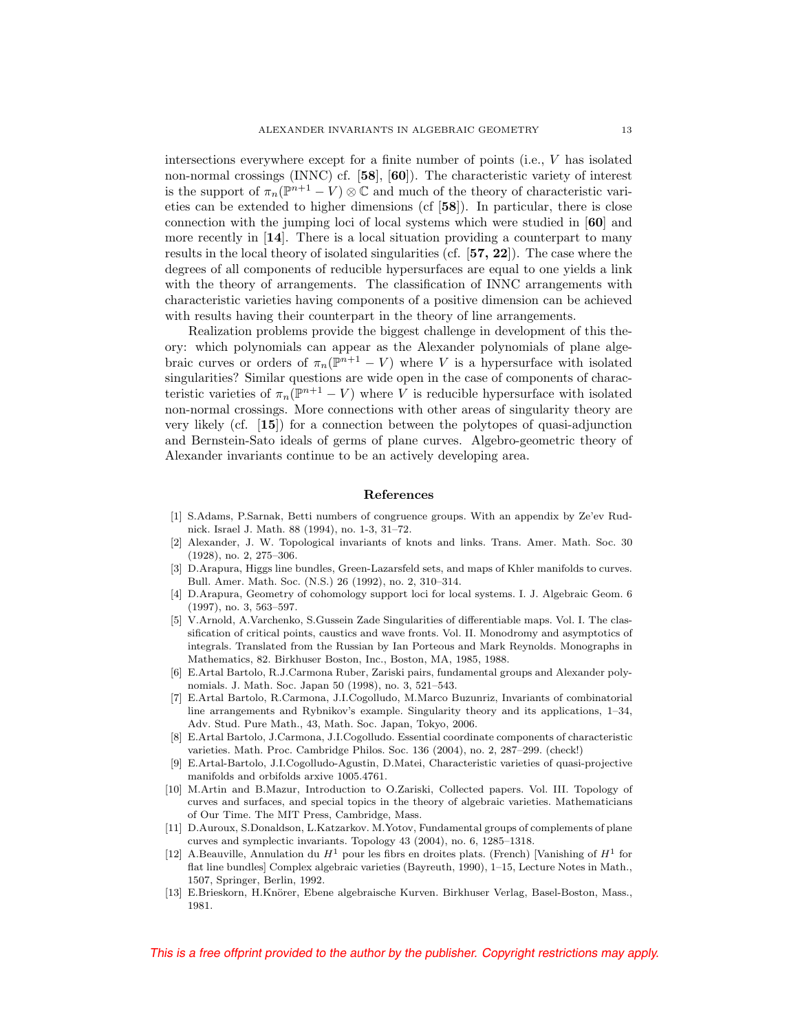intersections everywhere except for a finite number of points (i.e., $V$ has isolated non-normal crossings (INNC) cf. [**58**], [**60**]). The characteristic variety of interest is the support of $\pi_n(\mathbb{P}^{n+1} - V) \otimes \mathbb{C}$ and much of the theory of characteristic varieties can be extended to higher dimensions (cf [**58**]). In particular, there is close connection with the jumping loci of local systems which were studied in [**60**] and more recently in [**14**]. There is a local situation providing a counterpart to many results in the local theory of isolated singularities (cf. [**57, 22**]). The case where the degrees of all components of reducible hypersurfaces are equal to one yields a link with the theory of arrangements. The classification of INNC arrangements with characteristic varieties having components of a positive dimension can be achieved with results having their counterpart in the theory of line arrangements.

Realization problems provide the biggest challenge in development of this theory: which polynomials can appear as the Alexander polynomials of plane algebraic curves or orders of $\pi_n(\mathbb{P}^{n+1} - V)$ where $V$ is a hypersurface with isolated singularities? Similar questions are wide open in the case of components of characteristic varieties of $\pi_n(\mathbb{P}^{n+1} - V)$ where $V$ is reducible hypersurface with isolated non-normal crossings. More connections with other areas of singularity theory are very likely (cf. [**15**]) for a connection between the polytopes of quasi-adjunction and Bernstein-Sato ideals of germs of plane curves. Algebro-geometric theory of Alexander invariants continue to be an actively developing area.

## References

[1] S.Adams, P.Sarnak, Betti numbers of congruence groups. With an appendix by Ze'ev Rudnick. Israel J. Math. 88 (1994), no. 1-3, 31–72.

[2] Alexander, J. W. Topological invariants of knots and links. Trans. Amer. Math. Soc. 30 (1928), no. 2, 275–306.

[3] D.Arapura, Higgs line bundles, Green-Lazarsfeld sets, and maps of Khler manifolds to curves. Bull. Amer. Math. Soc. (N.S.) 26 (1992), no. 2, 310–314.

[4] D.Arapura, Geometry of cohomology support loci for local systems. I. J. Algebraic Geom. 6 (1997), no. 3, 563–597.

[5] V.Arnold, A.Varchenko, S.Gussein Zade Singularities of differentiable maps. Vol. I. The classification of critical points, caustics and wave fronts. Vol. II. Monodromy and asymptotics of integrals. Translated from the Russian by Ian Porteous and Mark Reynolds. Monographs in Mathematics, 82. Birkhuser Boston, Inc., Boston, MA, 1985, 1988.

[6] E.Artal Bartolo, R.J.Carmona Ruber, Zariski pairs, fundamental groups and Alexander polynomials. J. Math. Soc. Japan 50 (1998), no. 3, 521–543.

[7] E.Artal Bartolo, R.Carmona, J.I.Cogolludo, M.Marco Buzunriz, Invariants of combinatorial line arrangements and Rybnikov's example. Singularity theory and its applications, 1–34, Adv. Stud. Pure Math., 43, Math. Soc. Japan, Tokyo, 2006.

[8] E.Artal Bartolo, J.Carmona, J.I.Cogolludo. Essential coordinate components of characteristic varieties. Math. Proc. Cambridge Philos. Soc. 136 (2004), no. 2, 287–299. (check!)

[9] E.Artal-Bartolo, J.I.Cogolludo-Agustin, D.Matei, Characteristic varieties of quasi-projective manifolds and orbifolds arxive 1005.4761.

[10] M.Artin and B.Mazur, Introduction to O.Zariski, Collected papers. Vol. III. Topology of curves and surfaces, and special topics in the theory of algebraic varieties. Mathematicians of Our Time. The MIT Press, Cambridge, Mass.

[11] D.Auroux, S.Donaldson, L.Katzarkov. M.Yotov, Fundamental groups of complements of plane curves and symplectic invariants. Topology 43 (2004), no. 6, 1285–1318.

[12] A.Beauville, Annulation du $H^1$ pour les fibrs en droites plats. (French) [Vanishing of $H^1$ for flat line bundles] Complex algebraic varieties (Bayreuth, 1990), 1–15, Lecture Notes in Math., 1507, Springer, Berlin, 1992.

[13] E.Brieskorn, H.Knörer, Ebene algebraische Kurven. Birkhuser Verlag, Basel-Boston, Mass., 1981.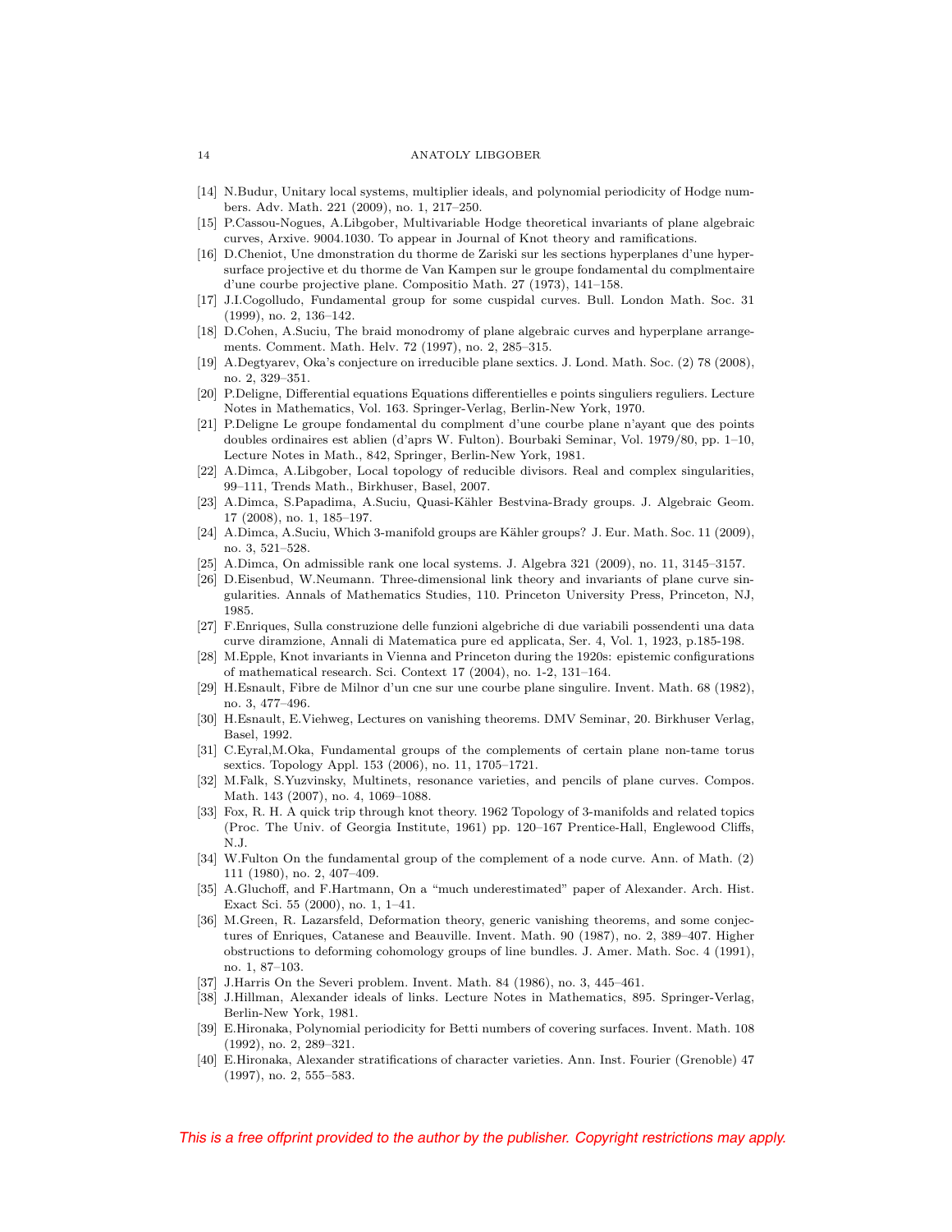[14] N.Budur, Unitary local systems, multiplier ideals, and polynomial periodicity of Hodge numbers. Adv. Math. 221 (2009), no. 1, 217–250.

[15] P.Cassou-Nogues, A.Libgober, Multivariable Hodge theoretical invariants of plane algebraic curves, Arxive. 9004.1030. To appear in Journal of Knot theory and ramifications.

[16] D.Cheniot, Une dmonstration du thorme de Zariski sur les sections hyperplanes d'une hypersurface projective et du thorme de Van Kampen sur le groupe fondamental du complmentaire d'une courbe projective plane. Compositio Math. 27 (1973), 141–158.

[17] J.I.Cogolludo, Fundamental group for some cuspidal curves. Bull. London Math. Soc. 31 (1999), no. 2, 136–142.

[18] D.Cohen, A.Suciu, The braid monodromy of plane algebraic curves and hyperplane arrangements. Comment. Math. Helv. 72 (1997), no. 2, 285–315.

[19] A.Degtyarev, Oka's conjecture on irreducible plane sextics. J. Lond. Math. Soc. (2) 78 (2008), no. 2, 329–351.

[20] P.Deligne, Differential equations Equations differentielles e points singuliers reguliers. Lecture Notes in Mathematics, Vol. 163. Springer-Verlag, Berlin-New York, 1970.

[21] P.Deligne Le groupe fondamental du complment d'une courbe plane n'ayant que des points doubles ordinaires est ablien (d'aprs W. Fulton). Bourbaki Seminar, Vol. 1979/80, pp. 1–10, Lecture Notes in Math., 842, Springer, Berlin-New York, 1981.

[22] A.Dimca, A.Libgober, Local topology of reducible divisors. Real and complex singularities, 99–111, Trends Math., Birkhuser, Basel, 2007.

[23] A.Dimca, S.Papadima, A.Suciu, Quasi-Kähler Bestvina-Brady groups. J. Algebraic Geom. 17 (2008), no. 1, 185–197.

[24] A.Dimca, A.Suciu, Which 3-manifold groups are Kähler groups? J. Eur. Math. Soc. 11 (2009), no. 3, 521–528.

[25] A.Dimca, On admissible rank one local systems. J. Algebra 321 (2009), no. 11, 3145–3157.

[26] D.Eisenbud, W.Neumann. Three-dimensional link theory and invariants of plane curve singularities. Annals of Mathematics Studies, 110. Princeton University Press, Princeton, NJ, 1985.

[27] F.Enriques, Sulla construzione delle funzioni algebriche di due variabili possendenti una data curve diramzione, Annali di Matematica pure ed applicata, Ser. 4, Vol. 1, 1923, p.185-198.

[28] M.Epple, Knot invariants in Vienna and Princeton during the 1920s: epistemic configurations of mathematical research. Sci. Context 17 (2004), no. 1-2, 131–164.

[29] H.Esnault, Fibre de Milnor d'un cne sur une courbe plane singulire. Invent. Math. 68 (1982), no. 3, 477–496.

[30] H.Esnault, E.Viehweg, Lectures on vanishing theorems. DMV Seminar, 20. Birkhuser Verlag, Basel, 1992.

[31] C.Eyral,M.Oka, Fundamental groups of the complements of certain plane non-tame torus sextics. Topology Appl. 153 (2006), no. 11, 1705–1721.

[32] M.Falk, S.Yuzvinsky, Multinets, resonance varieties, and pencils of plane curves. Compos. Math. 143 (2007), no. 4, 1069–1088.

[33] Fox, R. H. A quick trip through knot theory. 1962 Topology of 3-manifolds and related topics (Proc. The Univ. of Georgia Institute, 1961) pp. 120–167 Prentice-Hall, Englewood Cliffs, N.J.

[34] W.Fulton On the fundamental group of the complement of a node curve. Ann. of Math. (2) 111 (1980), no. 2, 407–409.

[35] A.Gluchoff, and F.Hartmann, On a "much underestimated" paper of Alexander. Arch. Hist. Exact Sci. 55 (2000), no. 1, 1–41.

[36] M.Green, R. Lazarsfeld, Deformation theory, generic vanishing theorems, and some conjectures of Enriques, Catanese and Beauville. Invent. Math. 90 (1987), no. 2, 389–407. Higher obstructions to deforming cohomology groups of line bundles. J. Amer. Math. Soc. 4 (1991), no. 1, 87–103.

[37] J.Harris On the Severi problem. Invent. Math. 84 (1986), no. 3, 445–461.

[38] J.Hillman, Alexander ideals of links. Lecture Notes in Mathematics, 895. Springer-Verlag, Berlin-New York, 1981.

[39] E.Hironaka, Polynomial periodicity for Betti numbers of covering surfaces. Invent. Math. 108 (1992), no. 2, 289–321.

[40] E.Hironaka, Alexander stratifications of character varieties. Ann. Inst. Fourier (Grenoble) 47 (1997), no. 2, 555–583.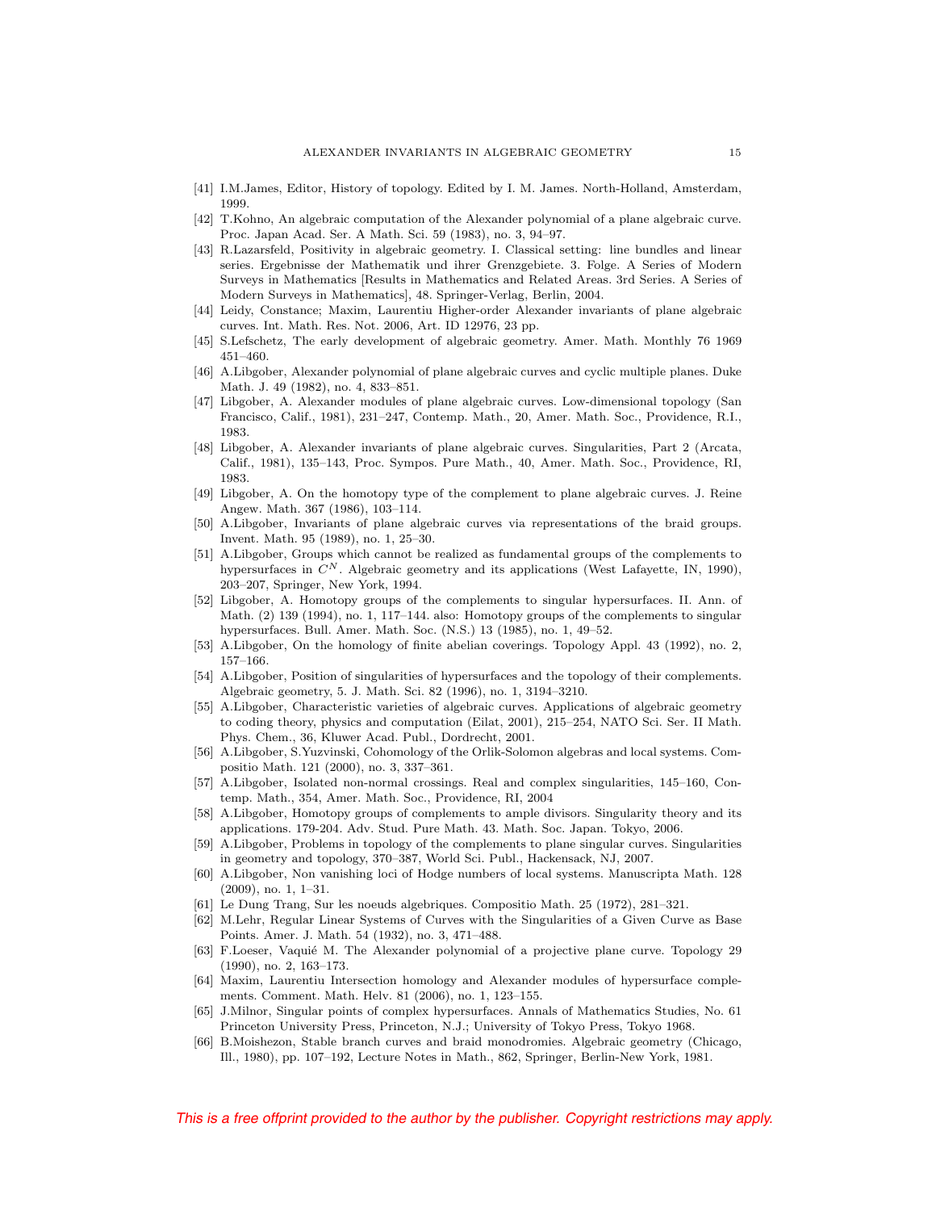[41] I.M.James, Editor, History of topology. Edited by I. M. James. North-Holland, Amsterdam, 1999.

[42] T.Kohno, An algebraic computation of the Alexander polynomial of a plane algebraic curve. Proc. Japan Acad. Ser. A Math. Sci. 59 (1983), no. 3, 94–97.

[43] R.Lazarsfeld, Positivity in algebraic geometry. I. Classical setting: line bundles and linear series. Ergebnisse der Mathematik und ihrer Grenzgebiete. 3. Folge. A Series of Modern Surveys in Mathematics [Results in Mathematics and Related Areas. 3rd Series. A Series of Modern Surveys in Mathematics], 48. Springer-Verlag, Berlin, 2004.

[44] Leidy, Constance; Maxim, Laurentiu Higher-order Alexander invariants of plane algebraic curves. Int. Math. Res. Not. 2006, Art. ID 12976, 23 pp.

[45] S.Lefschetz, The early development of algebraic geometry. Amer. Math. Monthly 76 1969 451–460.

[46] A.Libgober, Alexander polynomial of plane algebraic curves and cyclic multiple planes. Duke Math. J. 49 (1982), no. 4, 833–851.

[47] Libgober, A. Alexander modules of plane algebraic curves. Low-dimensional topology (San Francisco, Calif., 1981), 231–247, Contemp. Math., 20, Amer. Math. Soc., Providence, R.I., 1983.

[48] Libgober, A. Alexander invariants of plane algebraic curves. Singularities, Part 2 (Arcata, Calif., 1981), 135–143, Proc. Sympos. Pure Math., 40, Amer. Math. Soc., Providence, RI, 1983.

[49] Libgober, A. On the homotopy type of the complement to plane algebraic curves. J. Reine Angew. Math. 367 (1986), 103–114.

[50] A.Libgober, Invariants of plane algebraic curves via representations of the braid groups. Invent. Math. 95 (1989), no. 1, 25–30.

[51] A.Libgober, Groups which cannot be realized as fundamental groups of the complements to hypersurfaces in $C^N$. Algebraic geometry and its applications (West Lafayette, IN, 1990), 203–207, Springer, New York, 1994.

[52] Libgober, A. Homotopy groups of the complements to singular hypersurfaces. II. Ann. of Math. (2) 139 (1994), no. 1, 117–144. also: Homotopy groups of the complements to singular hypersurfaces. Bull. Amer. Math. Soc. (N.S.) 13 (1985), no. 1, 49–52.

[53] A.Libgober, On the homology of finite abelian coverings. Topology Appl. 43 (1992), no. 2, 157–166.

[54] A.Libgober, Position of singularities of hypersurfaces and the topology of their complements. Algebraic geometry, 5. J. Math. Sci. 82 (1996), no. 1, 3194–3210.

[55] A.Libgober, Characteristic varieties of algebraic curves. Applications of algebraic geometry to coding theory, physics and computation (Eilat, 2001), 215–254, NATO Sci. Ser. II Math. Phys. Chem., 36, Kluwer Acad. Publ., Dordrecht, 2001.

[56] A.Libgober, S.Yuzvinski, Cohomology of the Orlik-Solomon algebras and local systems. Compositio Math. 121 (2000), no. 3, 337–361.

[57] A.Libgober, Isolated non-normal crossings. Real and complex singularities, 145–160, Contemp. Math., 354, Amer. Math. Soc., Providence, RI, 2004

[58] A.Libgober, Homotopy groups of complements to ample divisors. Singularity theory and its applications. 179-204. Adv. Stud. Pure Math. 43. Math. Soc. Japan. Tokyo, 2006.

[59] A.Libgober, Problems in topology of the complements to plane singular curves. Singularities in geometry and topology, 370–387, World Sci. Publ., Hackensack, NJ, 2007.

[60] A.Libgober, Non vanishing loci of Hodge numbers of local systems. Manuscripta Math. 128 (2009), no. 1, 1–31.

[61] Le Dung Trang, Sur les noeuds algebriques. Compositio Math. 25 (1972), 281–321.

[62] M.Lehr, Regular Linear Systems of Curves with the Singularities of a Given Curve as Base Points. Amer. J. Math. 54 (1932), no. 3, 471–488.

[63] F.Loeser, Vaquié M. The Alexander polynomial of a projective plane curve. Topology 29 (1990), no. 2, 163–173.

[64] Maxim, Laurentiu Intersection homology and Alexander modules of hypersurface complements. Comment. Math. Helv. 81 (2006), no. 1, 123–155.

[65] J.Milnor, Singular points of complex hypersurfaces. Annals of Mathematics Studies, No. 61 Princeton University Press, Princeton, N.J.; University of Tokyo Press, Tokyo 1968.

[66] B.Moishezon, Stable branch curves and braid monodromies. Algebraic geometry (Chicago, Ill., 1980), pp. 107–192, Lecture Notes in Math., 862, Springer, Berlin-New York, 1981.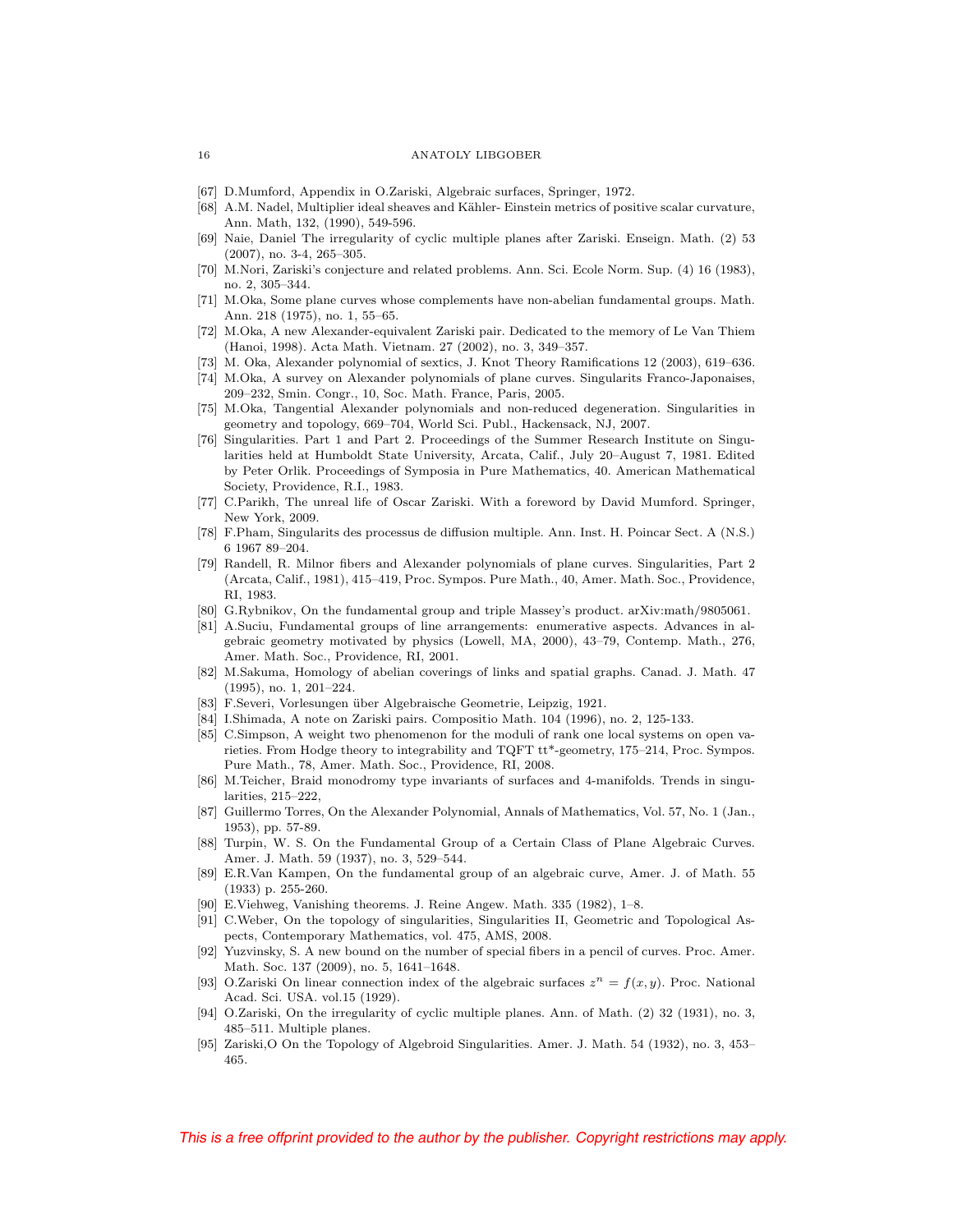[67] D.Mumford, Appendix in O.Zariski, Algebraic surfaces, Springer, 1972.

[68] A.M. Nadel, Multiplier ideal sheaves and Kähler- Einstein metrics of positive scalar curvature, Ann. Math, 132, (1990), 549-596.

[69] Naie, Daniel The irregularity of cyclic multiple planes after Zariski. Enseign. Math. (2) 53 (2007), no. 3-4, 265–305.

[70] M.Nori, Zariski's conjecture and related problems. Ann. Sci. Ecole Norm. Sup. (4) 16 (1983), no. 2, 305–344.

[71] M.Oka, Some plane curves whose complements have non-abelian fundamental groups. Math. Ann. 218 (1975), no. 1, 55–65.

[72] M.Oka, A new Alexander-equivalent Zariski pair. Dedicated to the memory of Le Van Thiem (Hanoi, 1998). Acta Math. Vietnam. 27 (2002), no. 3, 349–357.

[73] M. Oka, Alexander polynomial of sextics, J. Knot Theory Ramifications 12 (2003), 619–636.

[74] M.Oka, A survey on Alexander polynomials of plane curves. Singularits Franco-Japonaises, 209–232, Smin. Congr., 10, Soc. Math. France, Paris, 2005.

[75] M.Oka, Tangential Alexander polynomials and non-reduced degeneration. Singularities in geometry and topology, 669–704, World Sci. Publ., Hackensack, NJ, 2007.

[76] Singularities. Part 1 and Part 2. Proceedings of the Summer Research Institute on Singularities held at Humboldt State University, Arcata, Calif., July 20–August 7, 1981. Edited by Peter Orlik. Proceedings of Symposia in Pure Mathematics, 40. American Mathematical Society, Providence, R.I., 1983.

[77] C.Parikh, The unreal life of Oscar Zariski. With a foreword by David Mumford. Springer, New York, 2009.

[78] F.Pham, Singularits des processus de diffusion multiple. Ann. Inst. H. Poincar Sect. A (N.S.) 6 1967 89–204.

[79] Randell, R. Milnor fibers and Alexander polynomials of plane curves. Singularities, Part 2 (Arcata, Calif., 1981), 415–419, Proc. Sympos. Pure Math., 40, Amer. Math. Soc., Providence, RI, 1983.

[80] G.Rybnikov, On the fundamental group and triple Massey's product. arXiv:math/9805061.

[81] A.Suciu, Fundamental groups of line arrangements: enumerative aspects. Advances in algebraic geometry motivated by physics (Lowell, MA, 2000), 43–79, Contemp. Math., 276, Amer. Math. Soc., Providence, RI, 2001.

[82] M.Sakuma, Homology of abelian coverings of links and spatial graphs. Canad. J. Math. 47 (1995), no. 1, 201–224.

[83] F.Severi, Vorlesungen über Algebraische Geometrie, Leipzig, 1921.

[84] I.Shimada, A note on Zariski pairs. Compositio Math. 104 (1996), no. 2, 125-133.

[85] C.Simpson, A weight two phenomenon for the moduli of rank one local systems on open varieties. From Hodge theory to integrability and TQFT tt*-geometry, 175–214, Proc. Sympos. Pure Math., 78, Amer. Math. Soc., Providence, RI, 2008.

[86] M.Teicher, Braid monodromy type invariants of surfaces and 4-manifolds. Trends in singularities, 215–222,

[87] Guillermo Torres, On the Alexander Polynomial, Annals of Mathematics, Vol. 57, No. 1 (Jan., 1953), pp. 57-89.

[88] Turpin, W. S. On the Fundamental Group of a Certain Class of Plane Algebraic Curves. Amer. J. Math. 59 (1937), no. 3, 529–544.

[89] E.R.Van Kampen, On the fundamental group of an algebraic curve, Amer. J. of Math. 55 (1933) p. 255-260.

[90] E.Viehweg, Vanishing theorems. J. Reine Angew. Math. 335 (1982), 1–8.

[91] C.Weber, On the topology of singularities, Singularities II, Geometric and Topological Aspects, Contemporary Mathematics, vol. 475, AMS, 2008.

[92] Yuzvinsky, S. A new bound on the number of special fibers in a pencil of curves. Proc. Amer. Math. Soc. 137 (2009), no. 5, 1641–1648.

[93] O.Zariski On linear connection index of the algebraic surfaces $z^n = f(x, y)$. Proc. National Acad. Sci. USA. vol.15 (1929).

[94] O.Zariski, On the irregularity of cyclic multiple planes. Ann. of Math. (2) 32 (1931), no. 3, 485–511. Multiple planes.

[95] Zariski,O On the Topology of Algebroid Singularities. Amer. J. Math. 54 (1932), no. 3, 453–465.

*This is a free offprint provided to the author by the publisher. Copyright restrictions may apply.*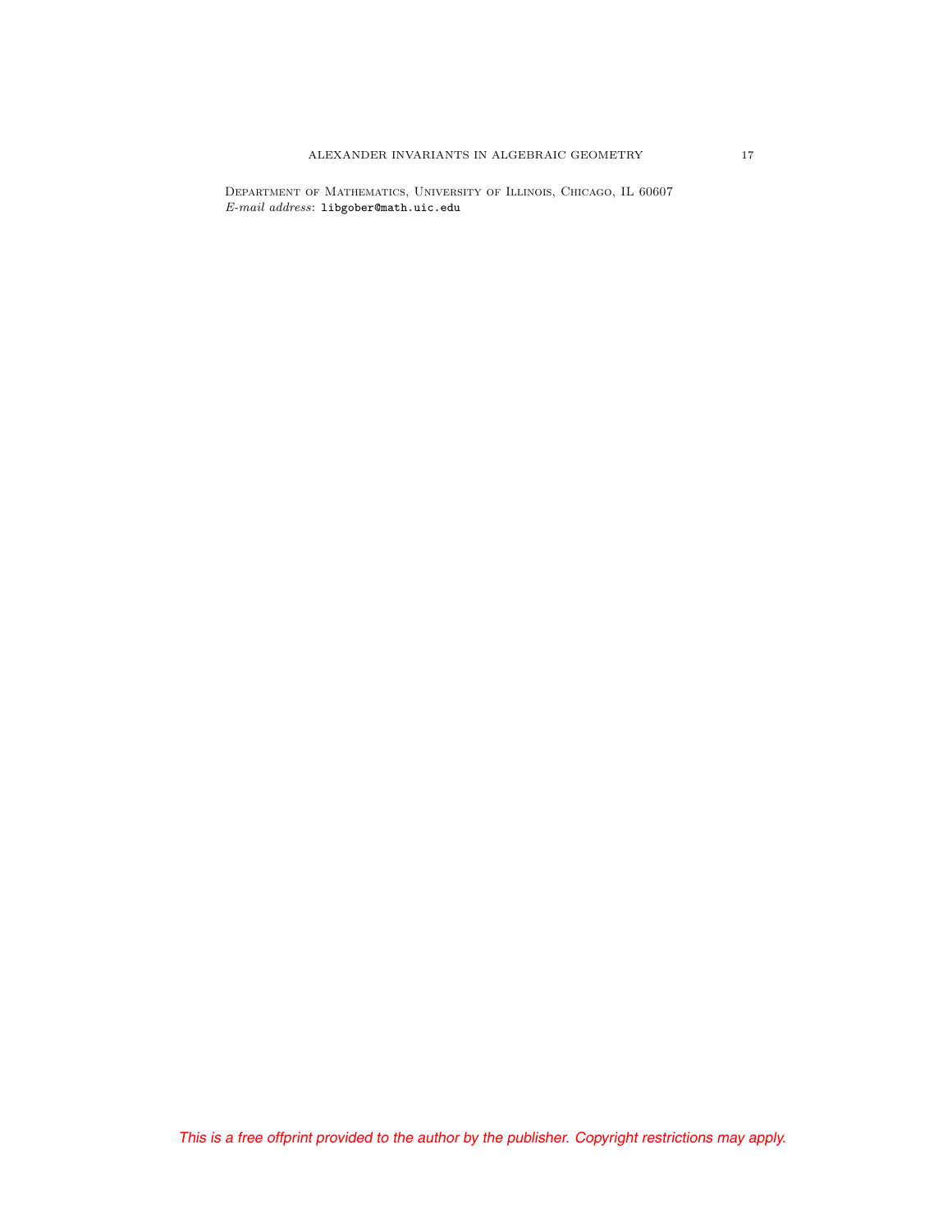Department of Mathematics, University of Illinois, Chicago, IL 60607
*E-mail address*: libgober@math.uic.edu

*This is a free offprint provided to the author by the publisher. Copyright restrictions may apply.*